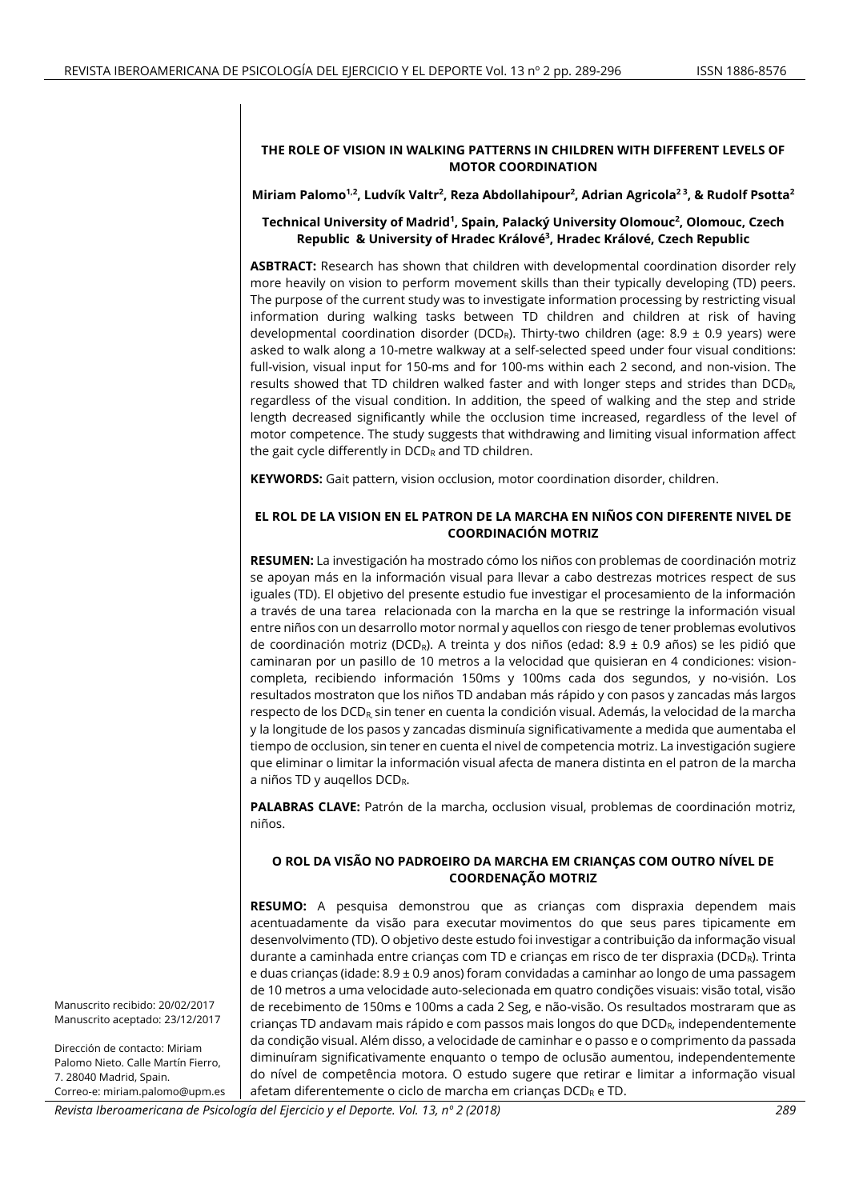# THE ROLE OF VISION IN WALKING PATTERNS IN CHILDREN WITH DIFFERENT LEVELS OF MOTOR COORDINATION

**Miriam Palomo[1,2], Ludvík Valtr[2], Reza Abdollahipour[2], Adrian Agricola[2 3], & Rudolf Psotta[2]**

**Technical University of Madrid[1], Spain, Palacký University Olomouc[2], Olomouc, Czech Republic & University of Hradec Králové[3], Hradec Králové, Czech Republic**

**ASBTRACT:** Research has shown that children with developmental coordination disorder rely more heavily on vision to perform movement skills than their typically developing (TD) peers. The purpose of the current study was to investigate information processing by restricting visual information during walking tasks between TD children and children at risk of having developmental coordination disorder ($DCD_R$). Thirty-two children (age: 8.9 ± 0.9 years) were asked to walk along a 10-metre walkway at a self-selected speed under four visual conditions: full-vision, visual input for 150-ms and for 100-ms within each 2 second, and non-vision. The results showed that TD children walked faster and with longer steps and strides than $DCD_R$, regardless of the visual condition. In addition, the speed of walking and the step and stride length decreased significantly while the occlusion time increased, regardless of the level of motor competence. The study suggests that withdrawing and limiting visual information affect the gait cycle differently in $DCD_R$ and TD children.

**KEYWORDS:** Gait pattern, vision occlusion, motor coordination disorder, children.

## EL ROL DE LA VISION EN EL PATRON DE LA MARCHA EN NIÑOS CON DIFERENTE NIVEL DE COORDINACIÓN MOTRIZ

**RESUMEN:** La investigación ha mostrado cómo los niños con problemas de coordinación motriz se apoyan más en la información visual para llevar a cabo destrezas motrices respect de sus iguales (TD). El objetivo del presente estudio fue investigar el procesamiento de la información a través de una tarea relacionada con la marcha en la que se restringe la información visual entre niños con un desarrollo motor normal y aquellos con riesgo de tener problemas evolutivos de coordinación motriz ($DCD_R$). A treinta y dos niños (edad: 8.9 ± 0.9 años) se les pidió que caminaran por un pasillo de 10 metros a la velocidad que quisieran en 4 condiciones: vision-completa, recibiendo información 150ms y 100ms cada dos segundos, y no-visión. Los resultados mostraton que los niños TD andaban más rápido y con pasos y zancadas más largos respecto de los $DCD_R$ sin tener en cuenta la condición visual. Además, la velocidad de la marcha y la longitude de los pasos y zancadas disminuía significativamente a medida que aumentaba el tiempo de occlusion, sin tener en cuenta el nivel de competencia motriz. La investigación sugiere que eliminar o limitar la información visual afecta de manera distinta en el patron de la marcha a niños TD y auqellos $DCD_R$.

**PALABRAS CLAVE:** Patrón de la marcha, occlusion visual, problemas de coordinación motriz, niños.

## O ROL DA VISÃO NO PADROEIRO DA MARCHA EM CRIANÇAS COM OUTRO NÍVEL DE COORDENAÇÃO MOTRIZ

**RESUMO:** A pesquisa demonstrou que as crianças com dispraxia dependem mais acentuadamente da visão para executar movimentos do que seus pares tipicamente em desenvolvimento (TD). O objetivo deste estudo foi investigar a contribuição da informação visual durante a caminhada entre crianças com TD e crianças em risco de ter dispraxia ($DCD_R$). Trinta e duas crianças (idade: 8.9 ± 0.9 anos) foram convidadas a caminhar ao longo de uma passagem de 10 metros a uma velocidade auto-selecionada em quatro condições visuais: visão total, visão de recebimento de 150ms e 100ms a cada 2 Seg, e não-visão. Os resultados mostraram que as crianças TD andavam mais rápido e com passos mais longos do que $DCD_R$, independentemente da condição visual. Além disso, a velocidade de caminhar e o passo e o comprimento da passada diminuíram significativamente enquanto o tempo de oclusão aumentou, independentemente do nível de competência motora. O estudo sugere que retirar e limitar a informação visual afetam diferentemente o ciclo de marcha em crianças $DCD_R$ e TD.

Manuscrito recibido: 20/02/2017
Manuscrito aceptado: 23/12/2017

Dirección de contacto: Miriam Palomo Nieto. Calle Martín Fierro, 7. 28040 Madrid, Spain.
Correo-e: miriam.palomo@upm.es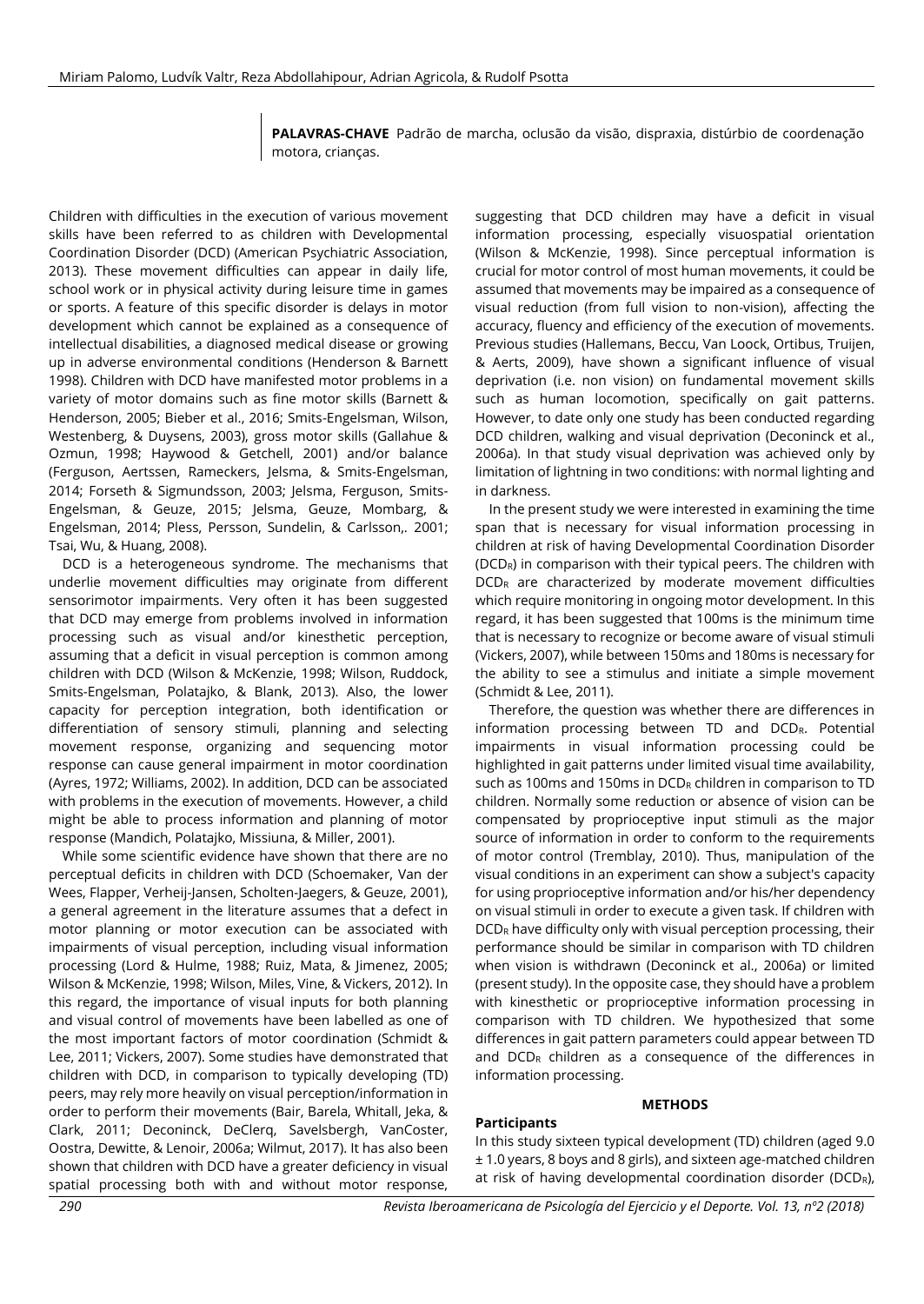**PALAVRAS-CHAVE** Padrão de marcha, oclusão da visão, dispraxia, distúrbio de coordenação motora, crianças.

Children with difficulties in the execution of various movement skills have been referred to as children with Developmental Coordination Disorder (DCD) (American Psychiatric Association, 2013). These movement difficulties can appear in daily life, school work or in physical activity during leisure time in games or sports. A feature of this specific disorder is delays in motor development which cannot be explained as a consequence of intellectual disabilities, a diagnosed medical disease or growing up in adverse environmental conditions (Henderson & Barnett 1998). Children with DCD have manifested motor problems in a variety of motor domains such as fine motor skills (Barnett & Henderson, 2005; Bieber et al., 2016; Smits-Engelsman, Wilson, Westenberg, & Duysens, 2003), gross motor skills (Gallahue & Ozmun, 1998; Haywood & Getchell, 2001) and/or balance (Ferguson, Aertssen, Rameckers, Jelsma, & Smits-Engelsman, 2014; Forseth & Sigmundsson, 2003; Jelsma, Ferguson, Smits-Engelsman, & Geuze, 2015; Jelsma, Geuze, Mombarg, & Engelsman, 2014; Pless, Persson, Sundelin, & Carlsson,. 2001; Tsai, Wu, & Huang, 2008).

DCD is a heterogeneous syndrome. The mechanisms that underlie movement difficulties may originate from different sensorimotor impairments. Very often it has been suggested that DCD may emerge from problems involved in information processing such as visual and/or kinesthetic perception, assuming that a deficit in visual perception is common among children with DCD (Wilson & McKenzie, 1998; Wilson, Ruddock, Smits-Engelsman, Polatajko, & Blank, 2013). Also, the lower capacity for perception integration, both identification or differentiation of sensory stimuli, planning and selecting movement response, organizing and sequencing motor response can cause general impairment in motor coordination (Ayres, 1972; Williams, 2002). In addition, DCD can be associated with problems in the execution of movements. However, a child might be able to process information and planning of motor response (Mandich, Polatajko, Missiuna, & Miller, 2001).

While some scientific evidence have shown that there are no perceptual deficits in children with DCD (Schoemaker, Van der Wees, Flapper, Verheij-Jansen, Scholten-Jaegers, & Geuze, 2001), a general agreement in the literature assumes that a defect in motor planning or motor execution can be associated with impairments of visual perception, including visual information processing (Lord & Hulme, 1988; Ruiz, Mata, & Jimenez, 2005; Wilson & McKenzie, 1998; Wilson, Miles, Vine, & Vickers, 2012). In this regard, the importance of visual inputs for both planning and visual control of movements have been labelled as one of the most important factors of motor coordination (Schmidt & Lee, 2011; Vickers, 2007). Some studies have demonstrated that children with DCD, in comparison to typically developing (TD) peers, may rely more heavily on visual perception/information in order to perform their movements (Bair, Barela, Whitall, Jeka, & Clark, 2011; Deconinck, DeClerq, Savelsbergh, VanCoster, Oostra, Dewitte, & Lenoir, 2006a; Wilmut, 2017). It has also been shown that children with DCD have a greater deficiency in visual spatial processing both with and without motor response, suggesting that DCD children may have a deficit in visual information processing, especially visuospatial orientation (Wilson & McKenzie, 1998). Since perceptual information is crucial for motor control of most human movements, it could be assumed that movements may be impaired as a consequence of visual reduction (from full vision to non-vision), affecting the accuracy, fluency and efficiency of the execution of movements. Previous studies (Hallemans, Beccu, Van Loock, Ortibus, Truijen, & Aerts, 2009), have shown a significant influence of visual deprivation (i.e. non vision) on fundamental movement skills such as human locomotion, specifically on gait patterns. However, to date only one study has been conducted regarding DCD children, walking and visual deprivation (Deconinck et al., 2006a). In that study visual deprivation was achieved only by limitation of lightning in two conditions: with normal lighting and in darkness.

In the present study we were interested in examining the time span that is necessary for visual information processing in children at risk of having Developmental Coordination Disorder ($DCD_R$) in comparison with their typical peers. The children with $DCD_R$ are characterized by moderate movement difficulties which require monitoring in ongoing motor development. In this regard, it has been suggested that 100ms is the minimum time that is necessary to recognize or become aware of visual stimuli (Vickers, 2007), while between 150ms and 180ms is necessary for the ability to see a stimulus and initiate a simple movement (Schmidt & Lee, 2011).

Therefore, the question was whether there are differences in information processing between TD and $DCD_R$. Potential impairments in visual information processing could be highlighted in gait patterns under limited visual time availability, such as 100ms and 150ms in $DCD_R$ children in comparison to TD children. Normally some reduction or absence of vision can be compensated by proprioceptive input stimuli as the major source of information in order to conform to the requirements of motor control (Tremblay, 2010). Thus, manipulation of the visual conditions in an experiment can show a subject's capacity for using proprioceptive information and/or his/her dependency on visual stimuli in order to execute a given task. If children with $DCD_R$ have difficulty only with visual perception processing, their performance should be similar in comparison with TD children when vision is withdrawn (Deconinck et al., 2006a) or limited (present study). In the opposite case, they should have a problem with kinesthetic or proprioceptive information processing in comparison with TD children. We hypothesized that some differences in gait pattern parameters could appear between TD and $DCD_R$ children as a consequence of the differences in information processing.

## METHODS

### Participants

In this study sixteen typical development (TD) children (aged 9.0 ± 1.0 years, 8 boys and 8 girls), and sixteen age-matched children at risk of having developmental coordination disorder ($DCD_R$),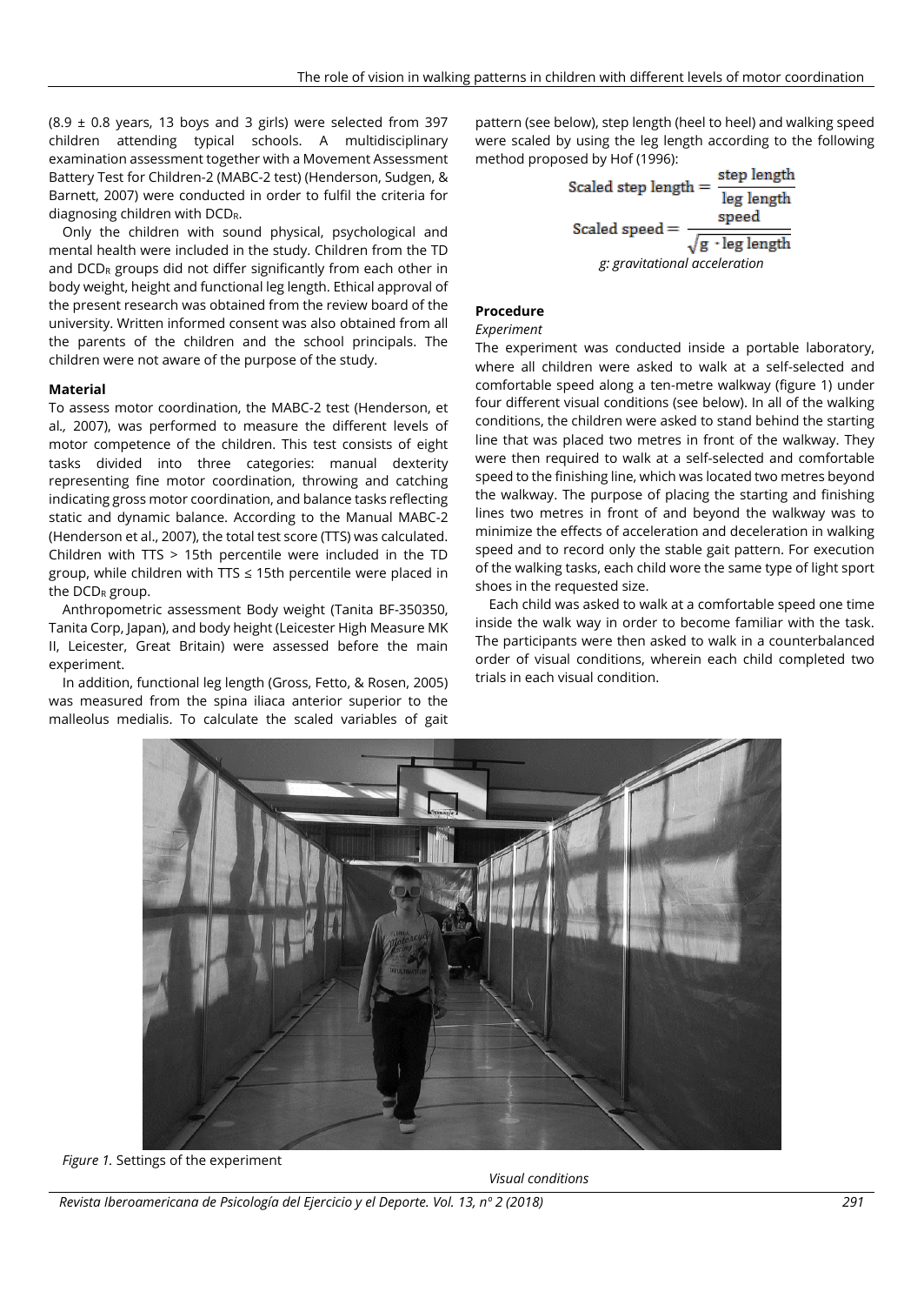(8.9 ± 0.8 years, 13 boys and 3 girls) were selected from 397 children attending typical schools. A multidisciplinary examination assessment together with a Movement Assessment Battery Test for Children-2 (MABC-2 test) (Henderson, Sudgen, & Barnett, 2007) were conducted in order to fulfil the criteria for diagnosing children with $DCD_R$.

Only the children with sound physical, psychological and mental health were included in the study. Children from the TD and $DCD_R$ groups did not differ significantly from each other in body weight, height and functional leg length. Ethical approval of the present research was obtained from the review board of the university. Written informed consent was also obtained from all the parents of the children and the school principals. The children were not aware of the purpose of the study.

### Material

To assess motor coordination, the MABC-2 test (Henderson, et al., 2007), was performed to measure the different levels of motor competence of the children. This test consists of eight tasks divided into three categories: manual dexterity representing fine motor coordination, throwing and catching indicating gross motor coordination, and balance tasks reflecting static and dynamic balance. According to the Manual MABC-2 (Henderson et al., 2007), the total test score (TTS) was calculated. Children with TTS > 15th percentile were included in the TD group, while children with TTS ≤ 15th percentile were placed in the $DCD_R$ group.

Anthropometric assessment Body weight (Tanita BF-350350, Tanita Corp, Japan), and body height (Leicester High Measure MK II, Leicester, Great Britain) were assessed before the main experiment.

In addition, functional leg length (Gross, Fetto, & Rosen, 2005) was measured from the spina iliaca anterior superior to the malleolus medialis. To calculate the scaled variables of gait pattern (see below), step length (heel to heel) and walking speed were scaled by using the leg length according to the following method proposed by Hof (1996):

$$\text{Scaled step length} = \frac{\text{step length}}{\text{leg length}}$$

$$\text{Scaled speed} = \frac{\text{speed}}{\sqrt{g \cdot \text{leg length}}}$$

*g: gravitational acceleration*

### Procedure

*Experiment*

The experiment was conducted inside a portable laboratory, where all children were asked to walk at a self-selected and comfortable speed along a ten-metre walkway (figure 1) under four different visual conditions (see below). In all of the walking conditions, the children were asked to stand behind the starting line that was placed two metres in front of the walkway. They were then required to walk at a self-selected and comfortable speed to the finishing line, which was located two metres beyond the walkway. The purpose of placing the starting and finishing lines two metres in front of and beyond the walkway was to minimize the effects of acceleration and deceleration in walking speed and to record only the stable gait pattern. For execution of the walking tasks, each child wore the same type of light sport shoes in the requested size.

Each child was asked to walk at a comfortable speed one time inside the walk way in order to become familiar with the task. The participants were then asked to walk in a counterbalanced order of visual conditions, wherein each child completed two trials in each visual condition.

*Figure 1.* Settings of the experiment

*Visual conditions*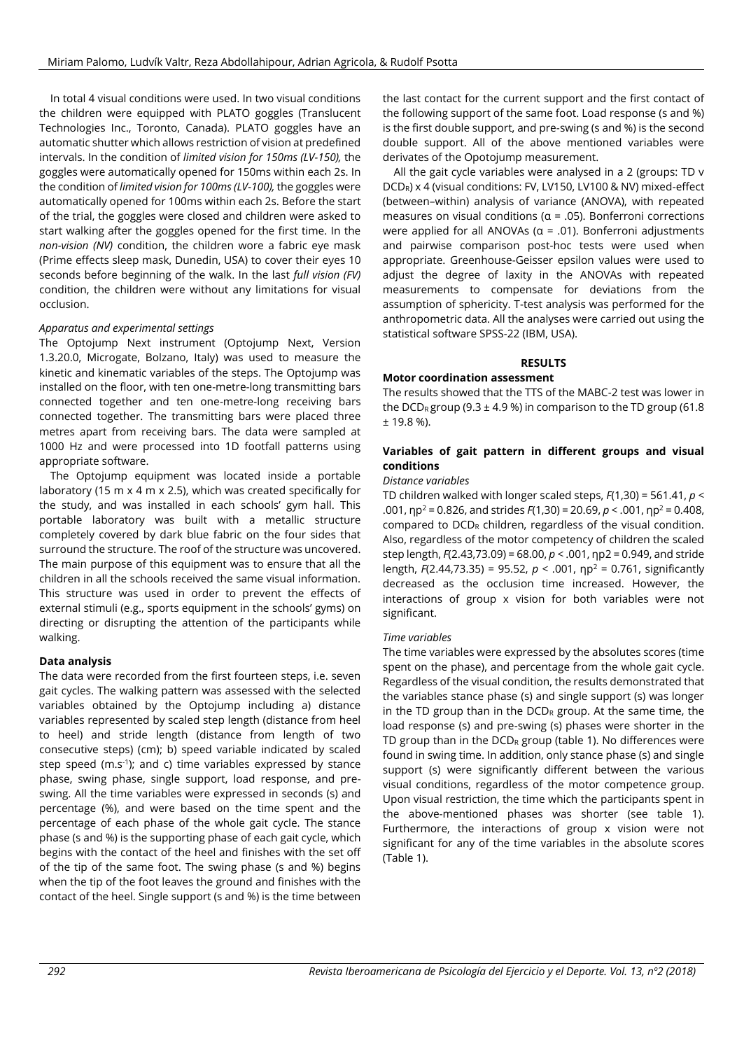In total 4 visual conditions were used. In two visual conditions the children were equipped with PLATO goggles (Translucent Technologies Inc., Toronto, Canada). PLATO goggles have an automatic shutter which allows restriction of vision at predefined intervals. In the condition of *limited vision for 150ms (LV-150),* the goggles were automatically opened for 150ms within each 2s. In the condition of *limited vision for 100ms (LV-100),* the goggles were automatically opened for 100ms within each 2s. Before the start of the trial, the goggles were closed and children were asked to start walking after the goggles opened for the first time. In the *non-vision (NV)* condition, the children wore a fabric eye mask (Prime effects sleep mask, Dunedin, USA) to cover their eyes 10 seconds before beginning of the walk. In the last *full vision (FV)* condition, the children were without any limitations for visual occlusion.

*Apparatus and experimental settings*

The Optojump Next instrument (Optojump Next, Version 1.3.20.0, Microgate, Bolzano, Italy) was used to measure the kinetic and kinematic variables of the steps. The Optojump was installed on the floor, with ten one-metre-long transmitting bars connected together and ten one-metre-long receiving bars connected together. The transmitting bars were placed three metres apart from receiving bars. The data were sampled at 1000 Hz and were processed into 1D footfall patterns using appropriate software.

The Optojump equipment was located inside a portable laboratory (15 m x 4 m x 2.5), which was created specifically for the study, and was installed in each schools' gym hall. This portable laboratory was built with a metallic structure completely covered by dark blue fabric on the four sides that surround the structure. The roof of the structure was uncovered. The main purpose of this equipment was to ensure that all the children in all the schools received the same visual information. This structure was used in order to prevent the effects of external stimuli (e.g., sports equipment in the schools' gyms) on directing or disrupting the attention of the participants while walking.

**Data analysis**

The data were recorded from the first fourteen steps, i.e. seven gait cycles. The walking pattern was assessed with the selected variables obtained by the Optojump including a) distance variables represented by scaled step length (distance from heel to heel) and stride length (distance from length of two consecutive steps) (cm); b) speed variable indicated by scaled step speed ($m.s^{-1}$); and c) time variables expressed by stance phase, swing phase, single support, load response, and pre-swing. All the time variables were expressed in seconds (s) and percentage (%), and were based on the time spent and the percentage of each phase of the whole gait cycle. The stance phase (s and %) is the supporting phase of each gait cycle, which begins with the contact of the heel and finishes with the set off of the tip of the same foot. The swing phase (s and %) begins when the tip of the foot leaves the ground and finishes with the contact of the heel. Single support (s and %) is the time between the last contact for the current support and the first contact of the following support of the same foot. Load response (s and %) is the first double support, and pre-swing (s and %) is the second double support. All of the above mentioned variables were derivates of the Opotojump measurement.

All the gait cycle variables were analysed in a 2 (groups: TD v $DCD_R$) x 4 (visual conditions: FV, LV150, LV100 & NV) mixed-effect (between–within) analysis of variance (ANOVA), with repeated measures on visual conditions (α = .05). Bonferroni corrections were applied for all ANOVAs (α = .01). Bonferroni adjustments and pairwise comparison post-hoc tests were used when appropriate. Greenhouse-Geisser epsilon values were used to adjust the degree of laxity in the ANOVAs with repeated measurements to compensate for deviations from the assumption of sphericity. T-test analysis was performed for the anthropometric data. All the analyses were carried out using the statistical software SPSS-22 (IBM, USA).

## RESULTS

**Motor coordination assessment**

The results showed that the TTS of the MABC-2 test was lower in the $DCD_R$ group (9.3 ± 4.9 %) in comparison to the TD group (61.8 ± 19.8 %).

### Variables of gait pattern in different groups and visual conditions

*Distance variables*

TD children walked with longer scaled steps, $F(1,30) = 561.41$, $p < .001$, $\eta p^2 = 0.826$, and strides $F(1,30) = 20.69$, $p < .001$, $\eta p^2 = 0.408$, compared to $DCD_R$ children, regardless of the visual condition. Also, regardless of the motor competency of children the scaled step length, $F(2.43,73.09) = 68.00$, $p < .001$, $\eta p2 = 0.949$, and stride length, $F(2.44,73.35) = 95.52$, $p < .001$, $\eta p^2 = 0.761$, significantly decreased as the occlusion time increased. However, the interactions of group x vision for both variables were not significant.

*Time variables*

The time variables were expressed by the absolutes scores (time spent on the phase), and percentage from the whole gait cycle. Regardless of the visual condition, the results demonstrated that the variables stance phase (s) and single support (s) was longer in the TD group than in the $DCD_R$ group. At the same time, the load response (s) and pre-swing (s) phases were shorter in the TD group than in the $DCD_R$ group (table 1). No differences were found in swing time. In addition, only stance phase (s) and single support (s) were significantly different between the various visual conditions, regardless of the motor competence group. Upon visual restriction, the time which the participants spent in the above-mentioned phases was shorter (see table 1). Furthermore, the interactions of group x vision were not significant for any of the time variables in the absolute scores (Table 1).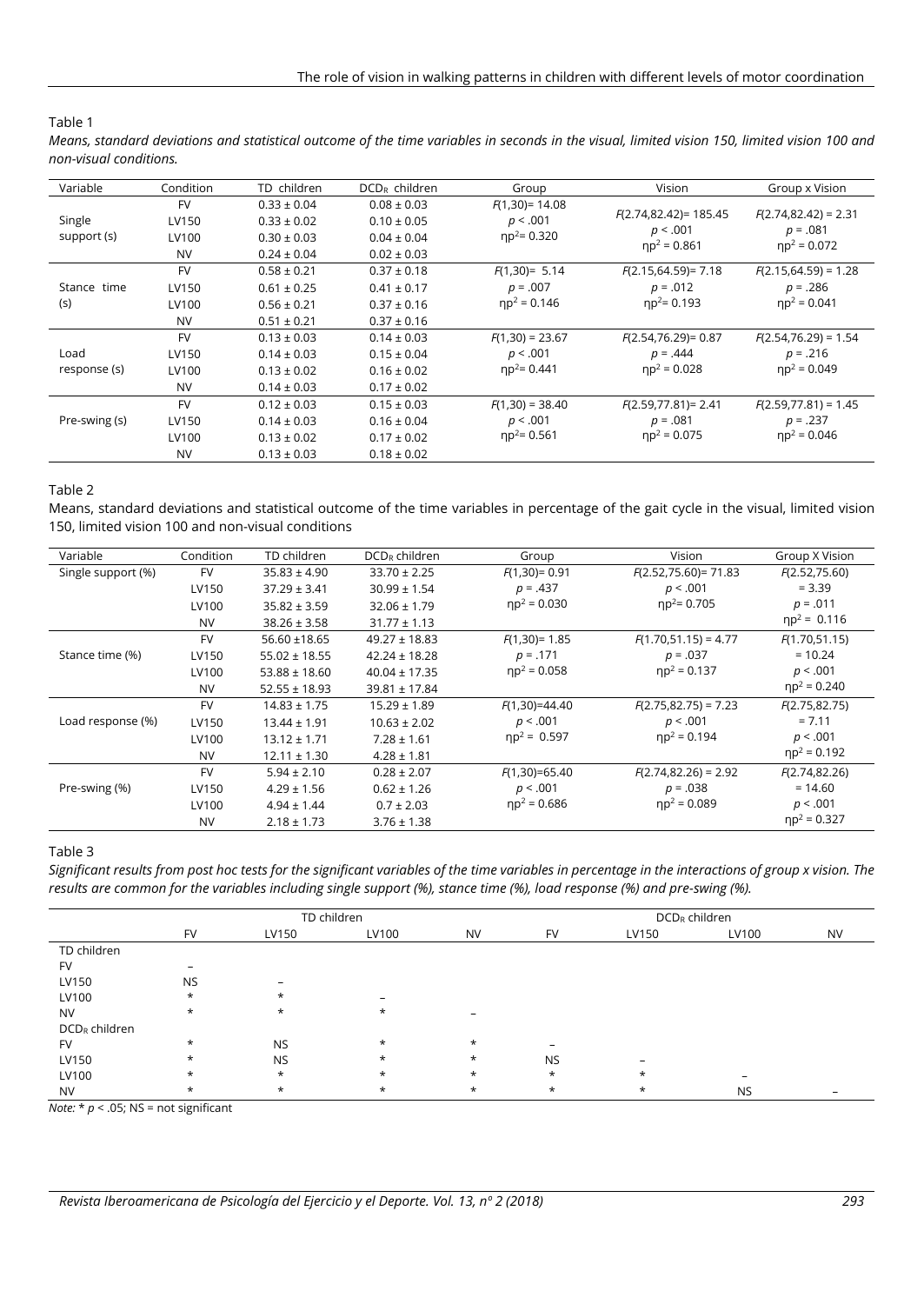Table 1

*Means, standard deviations and statistical outcome of the time variables in seconds in the visual, limited vision 150, limited vision 100 and non-visual conditions.*

| Variable | Condition | TD children | $DCD_R$ children | Group | Vision | Group x Vision |
|---|---|---|---|---|---|---|
| Single support (s) | FV | 0.33 ± 0.04 | 0.08 ± 0.03 | $F(1,30)$= 14.08 | $F(2.74,82.42)$= 185.45 | $F(2.74,82.42)$ = 2.31 |
| | LV150 | 0.33 ± 0.02 | 0.10 ± 0.05 | $p < .001$ | $p < .001$ | $p = .081$ |
| | LV100 | 0.30 ± 0.03 | 0.04 ± 0.04 | $\eta p^2$= 0.320 | $\eta p^2$ = 0.861 | $\eta p^2$ = 0.072 |
| | NV | 0.24 ± 0.04 | 0.02 ± 0.03 | | | |
| Stance time (s) | FV | 0.58 ± 0.21 | 0.37 ± 0.18 | $F(1,30)$= 5.14 | $F(2.15,64.59)$= 7.18 | $F(2.15,64.59)$ = 1.28 |
| | LV150 | 0.61 ± 0.25 | 0.41 ± 0.17 | $p = .007$ | $p = .012$ | $p = .286$ |
| | LV100 | 0.56 ± 0.21 | 0.37 ± 0.16 | $\eta p^2$ = 0.146 | $\eta p^2$= 0.193 | $\eta p^2$ = 0.041 |
| | NV | 0.51 ± 0.21 | 0.37 ± 0.16 | | | |
| Load response (s) | FV | 0.13 ± 0.03 | 0.14 ± 0.03 | $F(1,30)$ = 23.67 | $F(2.54,76.29)$= 0.87 | $F(2.54,76.29)$ = 1.54 |
| | LV150 | 0.14 ± 0.03 | 0.15 ± 0.04 | $p < .001$ | $p = .444$ | $p = .216$ |
| | LV100 | 0.13 ± 0.02 | 0.16 ± 0.02 | $\eta p^2$= 0.441 | $\eta p^2$ = 0.028 | $\eta p^2$ = 0.049 |
| | NV | 0.14 ± 0.03 | 0.17 ± 0.02 | | | |
| Pre-swing (s) | FV | 0.12 ± 0.03 | 0.15 ± 0.03 | $F(1,30)$ = 38.40 | $F(2.59,77.81)$= 2.41 | $F(2.59,77.81)$ = 1.45 |
| | LV150 | 0.14 ± 0.03 | 0.16 ± 0.04 | $p < .001$ | $p = .081$ | $p = .237$ |
| | LV100 | 0.13 ± 0.02 | 0.17 ± 0.02 | $\eta p^2$= 0.561 | $\eta p^2$ = 0.075 | $\eta p^2$ = 0.046 |
| | NV | 0.13 ± 0.03 | 0.18 ± 0.02 | | | |

Table 2

Means, standard deviations and statistical outcome of the time variables in percentage of the gait cycle in the visual, limited vision 150, limited vision 100 and non-visual conditions

| Variable | Condition | TD children | $DCD_R$ children | Group | Vision | Group X Vision |
|---|---|---|---|---|---|---|
| Single support (%) | FV | 35.83 ± 4.90 | 33.70 ± 2.25 | $F(1,30)$= 0.91 | $F(2.52,75.60)$= 71.83 | $F(2.52,75.60)$ |
| | LV150 | 37.29 ± 3.41 | 30.99 ± 1.54 | $p = .437$ | $p < .001$ | = 3.39 |
| | LV100 | 35.82 ± 3.59 | 32.06 ± 1.79 | $\eta p^2$ = 0.030 | $\eta p^2$= 0.705 | $p = .011$ |
| | NV | 38.26 ± 3.58 | 31.77 ± 1.13 | | | $\eta p^2$ = 0.116 |
| Stance time (%) | FV | 56.60 ±18.65 | 49.27 ± 18.83 | $F(1,30)$= 1.85 | $F(1.70,51.15)$ = 4.77 | $F(1.70,51.15)$ |
| | LV150 | 55.02 ± 18.55 | 42.24 ± 18.28 | $p = .171$ | $p = .037$ | = 10.24 |
| | LV100 | 53.88 ± 18.60 | 40.04 ± 17.35 | $\eta p^2$ = 0.058 | $\eta p^2$ = 0.137 | $p < .001$ |
| | NV | 52.55 ± 18.93 | 39.81 ± 17.84 | | | $\eta p^2$ = 0.240 |
| Load response (%) | FV | 14.83 ± 1.75 | 15.29 ± 1.89 | $F(1,30)$=44.40 | $F(2.75,82.75)$ = 7.23 | $F(2.75,82.75)$ |
| | LV150 | 13.44 ± 1.91 | 10.63 ± 2.02 | $p < .001$ | $p < .001$ | = 7.11 |
| | LV100 | 13.12 ± 1.71 | 7.28 ± 1.61 | $\eta p^2$ = 0.597 | $\eta p^2$ = 0.194 | $p < .001$ |
| | NV | 12.11 ± 1.30 | 4.28 ± 1.81 | | | $\eta p^2$ = 0.192 |
| Pre-swing (%) | FV | 5.94 ± 2.10 | 0.28 ± 2.07 | $F(1,30)$=65.40 | $F(2.74,82.26)$ = 2.92 | $F(2.74,82.26)$ |
| | LV150 | 4.29 ± 1.56 | 0.62 ± 1.26 | $p < .001$ | $p = .038$ | = 14.60 |
| | LV100 | 4.94 ± 1.44 | 0.7 ± 2.03 | $\eta p^2$ = 0.686 | $\eta p^2$ = 0.089 | $p < .001$ |
| | NV | 2.18 ± 1.73 | 3.76 ± 1.38 | | | $\eta p^2$ = 0.327 |

Table 3

*Significant results from post hoc tests for the significant variables of the time variables in percentage in the interactions of group x vision. The results are common for the variables including single support (%), stance time (%), load response (%) and pre-swing (%).*

| | TD children | | | | $DCD_R$ children | | | |
|---|---|---|---|---|---|---|---|---|
| | FV | LV150 | LV100 | NV | FV | LV150 | LV100 | NV |
| TD children | | | | | | | | |
| FV | – | | | | | | | |
| LV150 | NS | – | | | | | | |
| LV100 | * | * | – | | | | | |
| NV | * | * | * | – | | | | |
| $DCD_R$ children | | | | | | | | |
| FV | * | NS | * | * | – | | | |
| LV150 | * | NS | * | * | NS | – | | |
| LV100 | * | * | * | * | * | * | – | |
| NV | * | * | * | * | * | * | NS | – |

*Note:* * $p < .05$; NS = not significant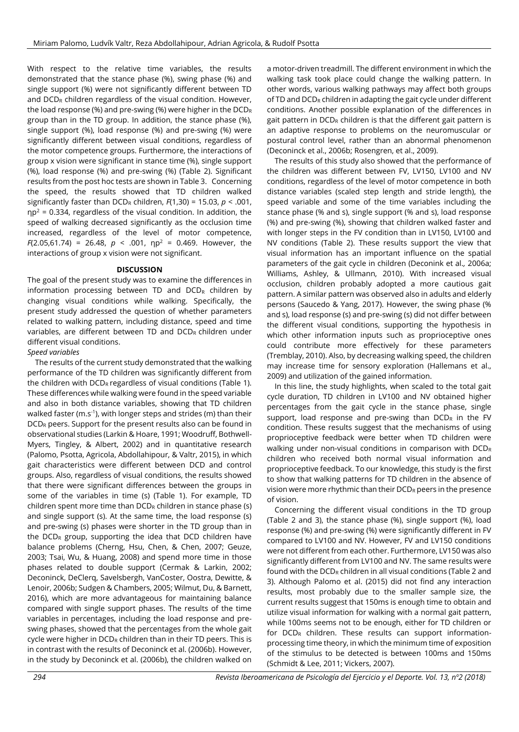With respect to the relative time variables, the results demonstrated that the stance phase (%), swing phase (%) and single support (%) were not significantly different between TD and $DCD_R$ children regardless of the visual condition. However, the load response (%) and pre-swing (%) were higher in the $DCD_R$ group than in the TD group. In addition, the stance phase (%), single support (%), load response (%) and pre-swing (%) were significantly different between visual conditions, regardless of the motor competence groups. Furthermore, the interactions of group x vision were significant in stance time (%), single support (%), load response (%) and pre-swing (%) (Table 2). Significant results from the post hoc tests are shown in Table 3. Concerning the speed, the results showed that TD children walked significantly faster than $DCD_R$ children, $F(1,30) = 15.03$, $p < .001$, $\eta p^2 = 0.334$, regardless of the visual condition. In addition, the speed of walking decreased significantly as the occlusion time increased, regardless of the level of motor competence, $F(2.05,61.74) = 26.48$, $p < .001$, $\eta p^2 = 0.469$. However, the interactions of group x vision were not significant.

## DISCUSSION

The goal of the present study was to examine the differences in information processing between TD and $DCD_R$ children by changing visual conditions while walking. Specifically, the present study addressed the question of whether parameters related to walking pattern, including distance, speed and time variables, are different between TD and $DCD_R$ children under different visual conditions.

*Speed variables*

The results of the current study demonstrated that the walking performance of the TD children was significantly different from the children with $DCD_R$ regardless of visual conditions (Table 1). These differences while walking were found in the speed variable and also in both distance variables, showing that TD children walked faster ($m.s^{-1}$), with longer steps and strides (m) than their $DCD_R$ peers. Support for the present results also can be found in observational studies (Larkin & Hoare, 1991; Woodruff, Bothwell-Myers, Tingley, & Albert, 2002) and in quantitative research (Palomo, Psotta, Agricola, Abdollahipour, & Valtr, 2015), in which gait characteristics were different between DCD and control groups. Also, regardless of visual conditions, the results showed that there were significant differences between the groups in some of the variables in time (s) (Table 1). For example, TD children spent more time than $DCD_R$ children in stance phase (s) and single support (s). At the same time, the load response (s) and pre-swing (s) phases were shorter in the TD group than in the $DCD_R$ group, supporting the idea that DCD children have balance problems (Cherng, Hsu, Chen, & Chen, 2007; Geuze, 2003; Tsai, Wu, & Huang, 2008) and spend more time in those phases related to double support (Cermak & Larkin, 2002; Deconinck, DeClerq, Savelsbergh, VanCoster, Oostra, Dewitte, & Lenoir, 2006b; Sudgen & Chambers, 2005; Wilmut, Du, & Barnett, 2016), which are more advantageous for maintaining balance compared with single support phases. The results of the time variables in percentages, including the load response and pre-swing phases, showed that the percentages from the whole gait cycle were higher in $DCD_R$ children than in their TD peers. This is in contrast with the results of Deconinck et al. (2006b). However, in the study by Deconinck et al. (2006b), the children walked on a motor-driven treadmill. The different environment in which the walking task took place could change the walking pattern. In other words, various walking pathways may affect both groups of TD and $DCD_R$ children in adapting the gait cycle under different conditions. Another possible explanation of the differences in gait pattern in $DCD_R$ children is that the different gait pattern is an adaptive response to problems on the neuromuscular or postural control level, rather than an abnormal phenomenon (Deconinck et al., 2006b; Rosengren, et al., 2009).

The results of this study also showed that the performance of the children was different between FV, LV150, LV100 and NV conditions, regardless of the level of motor competence in both distance variables (scaled step length and stride length), the speed variable and some of the time variables including the stance phase (% and s), single support (% and s), load response (%) and pre-swing (%), showing that children walked faster and with longer steps in the FV condition than in LV150, LV100 and NV conditions (Table 2). These results support the view that visual information has an important influence on the spatial parameters of the gait cycle in children (Deconink et al., 2006a; Williams, Ashley, & Ullmann, 2010). With increased visual occlusion, children probably adopted a more cautious gait pattern. A similar pattern was observed also in adults and elderly persons (Saucedo & Yang, 2017). However, the swing phase (% and s), load response (s) and pre-swing (s) did not differ between the different visual conditions, supporting the hypothesis in which other information inputs such as proprioceptive ones could contribute more effectively for these parameters (Tremblay, 2010). Also, by decreasing walking speed, the children may increase time for sensory exploration (Hallemans et al., 2009) and utilization of the gained information.

In this line, the study highlights, when scaled to the total gait cycle duration, TD children in LV100 and NV obtained higher percentages from the gait cycle in the stance phase, single support, load response and pre-swing than $DCD_R$ in the FV condition. These results suggest that the mechanisms of using proprioceptive feedback were better when TD children were walking under non-visual conditions in comparison with $DCD_R$ children who received both normal visual information and proprioceptive feedback. To our knowledge, this study is the first to show that walking patterns for TD children in the absence of vision were more rhythmic than their $DCD_R$ peers in the presence of vision.

Concerning the different visual conditions in the TD group (Table 2 and 3), the stance phase (%), single support (%), load response (%) and pre-swing (%) were significantly different in FV compared to LV100 and NV. However, FV and LV150 conditions were not different from each other. Furthermore, LV150 was also significantly different from LV100 and NV. The same results were found with the $DCD_R$ children in all visual conditions (Table 2 and 3). Although Palomo et al. (2015) did not find any interaction results, most probably due to the smaller sample size, the current results suggest that 150ms is enough time to obtain and utilize visual information for walking with a normal gait pattern, while 100ms seems not to be enough, either for TD children or for $DCD_R$ children. These results can support information-processing time theory, in which the minimum time of exposition of the stimulus to be detected is between 100ms and 150ms (Schmidt & Lee, 2011; Vickers, 2007).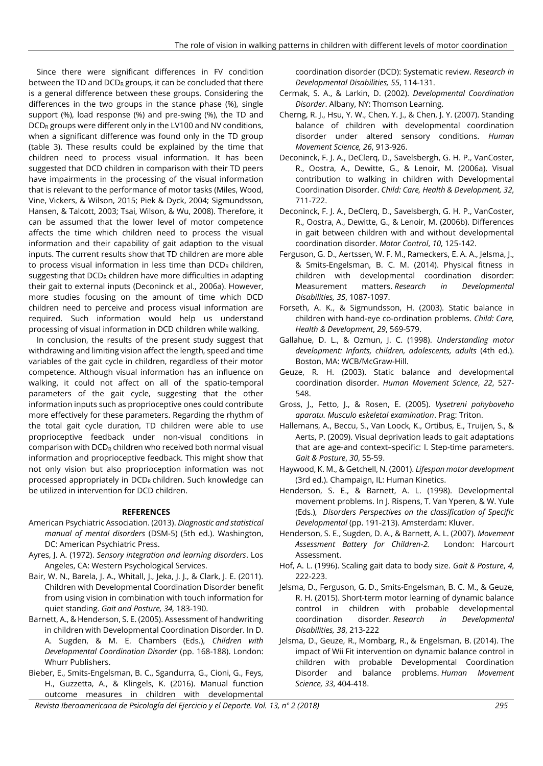Since there were significant differences in FV condition between the TD and $DCD_R$ groups, it can be concluded that there is a general difference between these groups. Considering the differences in the two groups in the stance phase (%), single support (%), load response (%) and pre-swing (%), the TD and $DCD_R$ groups were different only in the LV100 and NV conditions, when a significant difference was found only in the TD group (table 3). These results could be explained by the time that children need to process visual information. It has been suggested that DCD children in comparison with their TD peers have impairments in the processing of the visual information that is relevant to the performance of motor tasks (Miles, Wood, Vine, Vickers, & Wilson, 2015; Piek & Dyck, 2004; Sigmundsson, Hansen, & Talcott, 2003; Tsai, Wilson, & Wu, 2008). Therefore, it can be assumed that the lower level of motor competence affects the time which children need to process the visual information and their capability of gait adaption to the visual inputs. The current results show that TD children are more able to process visual information in less time than $DCD_R$ children, suggesting that $DCD_R$ children have more difficulties in adapting their gait to external inputs (Deconinck et al., 2006a). However, more studies focusing on the amount of time which DCD children need to perceive and process visual information are required. Such information would help us understand processing of visual information in DCD children while walking.

In conclusion, the results of the present study suggest that withdrawing and limiting vision affect the length, speed and time variables of the gait cycle in children, regardless of their motor competence. Although visual information has an influence on walking, it could not affect on all of the spatio-temporal parameters of the gait cycle, suggesting that the other information inputs such as proprioceptive ones could contribute more effectively for these parameters. Regarding the rhythm of the total gait cycle duration, TD children were able to use proprioceptive feedback under non-visual conditions in comparison with $DCD_R$ children who received both normal visual information and proprioceptive feedback. This might show that not only vision but also proprioception information was not processed appropriately in $DCD_R$ children. Such knowledge can be utilized in intervention for DCD children.

## REFERENCES

American Psychiatric Association. (2013). *Diagnostic and statistical manual of mental disorders* (DSM-5) (5th ed.). Washington, DC: American Psychiatric Press.

Ayres, J. A. (1972). *Sensory integration and learning disorders*. Los Angeles, CA: Western Psychological Services.

Bair, W. N., Barela, J. A., Whitall, J., Jeka, J. J., & Clark, J. E. (2011). Children with Developmental Coordination Disorder benefit from using vision in combination with touch information for quiet standing. *Gait and Posture, 34,* 183-190.

Barnett, A., & Henderson, S. E. (2005). Assessment of handwriting in children with Developmental Coordination Disorder. In D. A. Sugden, & M. E. Chambers (Eds.), *Children with Developmental Coordination Disorder* (pp. 168-188). London: Whurr Publishers.

Bieber, E., Smits-Engelsman, B. C., Sgandurra, G., Cioni, G., Feys, H., Guzzetta, A., & Klingels, K. (2016). Manual function outcome measures in children with developmental coordination disorder (DCD): Systematic review. *Research in Developmental Disabilities, 55*, 114-131.

Cermak, S. A., & Larkin, D. (2002). *Developmental Coordination Disorder*. Albany, NY: Thomson Learning.

Cherng, R. J., Hsu, Y. W., Chen, Y. J., & Chen, J. Y. (2007). Standing balance of children with developmental coordination disorder under altered sensory conditions. *Human Movement Science, 26*, 913-926.

Deconinck, F. J. A., DeClerq, D., Savelsbergh, G. H. P., VanCoster, R., Oostra, A., Dewitte, G., & Lenoir, M. (2006a). Visual contribution to walking in children with Developmental Coordination Disorder. *Child: Care, Health & Development, 32*, 711-722.

Deconinck, F. J. A., DeClerq, D., Savelsbergh, G. H. P., VanCoster, R., Oostra, A., Dewitte, G., & Lenoir, M. (2006b). Differences in gait between children with and without developmental coordination disorder. *Motor Control*, *10*, 125-142.

Ferguson, G. D., Aertssen, W. F. M., Rameckers, E. A. A., Jelsma, J., & Smits-Engelsman, B. C. M. (2014). Physical fitness in children with developmental coordination disorder: Measurement matters. *Research in Developmental Disabilities, 35*, 1087-1097.

Forseth, A. K., & Sigmundsson, H. (2003). Static balance in children with hand-eye co-ordination problems. *Child: Care, Health & Development*, *29*, 569-579.

Gallahue, D. L., & Ozmun, J. C. (1998). *Understanding motor development: Infants, children, adolescents, adults* (4th ed.). Boston, MA: WCB/McGraw-Hill.

Geuze, R. H. (2003). Static balance and developmental coordination disorder. *Human Movement Science*, *22*, 527-548.

Gross, J., Fetto, J., & Rosen, E. (2005). *Vysetreni pohyboveho aparatu. Musculo eskeletal examination*. Prag: Triton.

Hallemans, A., Beccu, S., Van Loock, K., Ortibus, E., Truijen, S., & Aerts, P. (2009). Visual deprivation leads to gait adaptations that are age-and context–specific: I. Step-time parameters. *Gait & Posture*, *30*, 55-59.

Haywood, K. M., & Getchell, N. (2001). *Lifespan motor development* (3rd ed.). Champaign, IL: Human Kinetics.

Henderson, S. E., & Barnett, A. L. (1998). Developmental movement problems. In J. Rispens, T. Van Yperen, & W. Yule (Eds.), *Disorders Perspectives on the classification of Specific Developmental* (pp. 191-213). Amsterdam: Kluver.

Henderson, S. E., Sugden, D. A., & Barnett, A. L. (2007). *Movement Assessment Battery for Children-2.* London: Harcourt Assessment.

Hof, A. L. (1996). Scaling gait data to body size. *Gait & Posture*, *4*, 222-223.

Jelsma, D., Ferguson, G. D., Smits-Engelsman, B. C. M., & Geuze, R. H. (2015). Short-term motor learning of dynamic balance control in children with probable developmental coordination disorder. *Research in Developmental Disabilities, 38*, 213-222

Jelsma, D., Geuze, R., Mombarg, R., & Engelsman, B. (2014). The impact of Wii Fit intervention on dynamic balance control in children with probable Developmental Coordination Disorder and balance problems. *Human Movement Science, 33*, 404-418.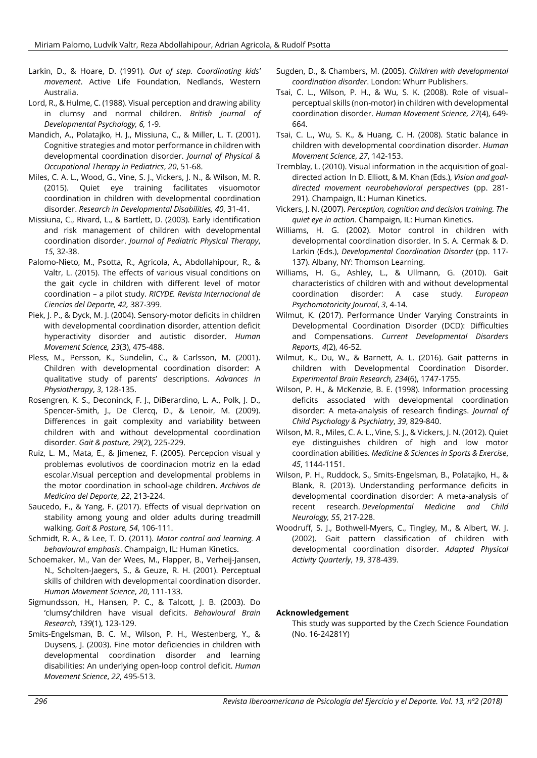Larkin, D., & Hoare, D. (1991). *Out of step. Coordinating kids' movement*. Active Life Foundation, Nedlands, Western Australia.

Lord, R., & Hulme, C. (1988). Visual perception and drawing ability in clumsy and normal children. *British Journal of Developmental Psychology, 6,* 1-9.

Mandich, A., Polatajko, H. J., Missiuna, C., & Miller, L. T. (2001). Cognitive strategies and motor performance in children with developmental coordination disorder. *Journal of Physical & Occupational Therapy in Pediatrics*, *20*, 51-68.

Miles, C. A. L., Wood, G., Vine, S. J., Vickers, J. N., & Wilson, M. R. (2015). Quiet eye training facilitates visuomotor coordination in children with developmental coordination disorder. *Research in Developmental Disabilities, 40*, 31-41.

Missiuna, C., Rivard, L., & Bartlett, D. (2003). Early identification and risk management of children with developmental coordination disorder. *Journal of Pediatric Physical Therapy*, *15*, 32-38.

Palomo-Nieto, M., Psotta, R., Agricola, A., Abdollahipour, R., & Valtr, L. (2015). The effects of various visual conditions on the gait cycle in children with different level of motor coordination – a pilot study. *RICYDE. Revista Internacional de Ciencias del Deporte, 42,* 387-399.

Piek, J. P., & Dyck, M. J. (2004). Sensory-motor deficits in children with developmental coordination disorder, attention deficit hyperactivity disorder and autistic disorder. *Human Movement Science, 23*(3), 475-488.

Pless, M., Persson, K., Sundelin, C., & Carlsson, M. (2001). Children with developmental coordination disorder: A qualitative study of parents' descriptions. *Advances in Physiotherapy*, *3*, 128-135.

Rosengren, K. S., Deconinck, F. J., DiBerardino, L. A., Polk, J. D., Spencer-Smith, J., De Clercq, D., & Lenoir, M. (2009). Differences in gait complexity and variability between children with and without developmental coordination disorder. *Gait & posture, 29*(2), 225-229.

Ruiz, L. M., Mata, E., & Jimenez, F. (2005). Percepcion visual y problemas evolutivos de coordinacion motriz en la edad escolar.Visual perception and developmental problems in the motor coordination in school-age children. *Archivos de Medicina del Deporte*, *22*, 213-224.

Saucedo, F., & Yang, F. (2017). Effects of visual deprivation on stability among young and older adults during treadmill walking. *Gait & Posture, 54*, 106-111.

Schmidt, R. A., & Lee, T. D. (2011). *Motor control and learning. A behavioural emphasis*. Champaign, IL: Human Kinetics.

Schoemaker, M., Van der Wees, M., Flapper, B., Verheij-Jansen, N., Scholten-Jaegers, S., & Geuze, R. H. (2001). Perceptual skills of children with developmental coordination disorder. *Human Movement Science*, *20*, 111-133.

Sigmundsson, H., Hansen, P. C., & Talcott, J. B. (2003). Do 'clumsy'children have visual deficits. *Behavioural Brain Research, 139*(1), 123-129.

Smits-Engelsman, B. C. M., Wilson, P. H., Westenberg, Y., & Duysens, J. (2003). Fine motor deficiencies in children with developmental coordination disorder and learning disabilities: An underlying open-loop control deficit. *Human Movement Science*, *22*, 495-513.

Sugden, D., & Chambers, M. (2005). *Children with developmental coordination disorder*. London: Whurr Publishers.

Tsai, C. L., Wilson, P. H., & Wu, S. K. (2008). Role of visual–perceptual skills (non-motor) in children with developmental coordination disorder. *Human Movement Science, 27*(4), 649-664.

Tsai, C. L., Wu, S. K., & Huang, C. H. (2008). Static balance in children with developmental coordination disorder. *Human Movement Science*, *27*, 142-153.

Tremblay, L. (2010). Visual information in the acquisition of goal-directed action In D. Elliott, & M. Khan (Eds.), *Vision and goal-directed movement neurobehavioral perspectives* (pp. 281-291). Champaign, IL: Human Kinetics.

Vickers, J. N. (2007). *Perception, cognition and decision training. The quiet eye in action*. Champaign, IL: Human Kinetics.

Williams, H. G. (2002). Motor control in children with developmental coordination disorder. In S. A. Cermak & D. Larkin (Eds.), *Developmental Coordination Disorder* (pp. 117-137). Albany, NY: Thomson Learning.

Williams, H. G., Ashley, L., & Ullmann, G. (2010). Gait characteristics of children with and without developmental coordination disorder: A case study. *European Psychomotoricity Journal*, *3*, 4-14.

Wilmut, K. (2017). Performance Under Varying Constraints in Developmental Coordination Disorder (DCD): Difficulties and Compensations. *Current Developmental Disorders Reports*, *4*(2), 46-52.

Wilmut, K., Du, W., & Barnett, A. L. (2016). Gait patterns in children with Developmental Coordination Disorder. *Experimental Brain Research, 234*(6), 1747-1755.

Wilson, P. H., & McKenzie, B. E. (1998). Information processing deficits associated with developmental coordination disorder: A meta-analysis of research findings. *Journal of Child Psychology & Psychiatry*, *39*, 829-840.

Wilson, M. R., Miles, C. A. L., Vine, S. J., & Vickers, J. N. (2012). Quiet eye distinguishes children of high and low motor coordination abilities*. Medicine & Sciences in Sports & Exercise*, *45*, 1144-1151.

Wilson, P. H., Ruddock, S., Smits-Engelsman, B., Polatajko, H., & Blank, R. (2013). Understanding performance deficits in developmental coordination disorder: A meta-analysis of recent research. *Developmental Medicine and Child Neurology, 55*, 217-228.

Woodruff, S. J., Bothwell-Myers, C., Tingley, M., & Albert, W. J. (2002). Gait pattern classification of children with developmental coordination disorder. *Adapted Physical Activity Quarterly*, *19*, 378-439.

**Acknowledgement**

This study was supported by the Czech Science Foundation (No. 16-24281Y)